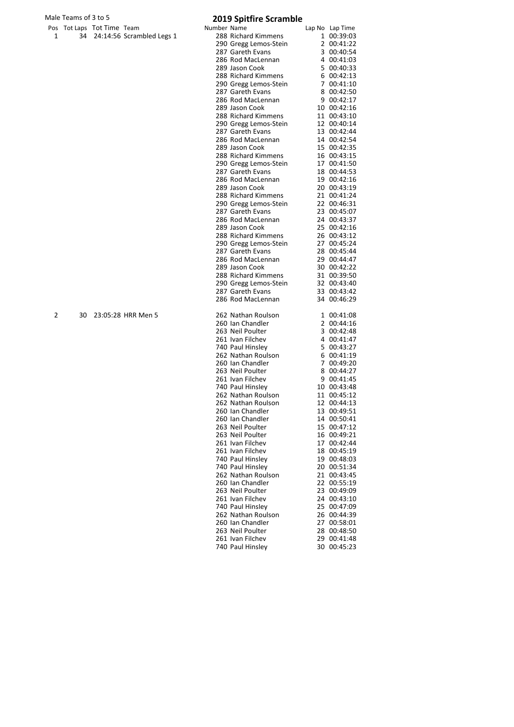Male Teams of 3 to 5

# 2019 Spitfire Scramble

| Pos | Tot Laps | Tot Time | Team | Number | Name | Lap No | Lap Time |
|---|---|---|---|---|---|---|---|
| 1 | 34 | 24:14:56 | Scrambled Legs 1 | 288 | Richard Kimmens | 1 | 00:39:03 |
| | | | | 290 | Gregg Lemos-Stein | 2 | 00:41:22 |
| | | | | 287 | Gareth Evans | 3 | 00:40:54 |
| | | | | 286 | Rod MacLennan | 4 | 00:41:03 |
| | | | | 289 | Jason Cook | 5 | 00:40:33 |
| | | | | 288 | Richard Kimmens | 6 | 00:42:13 |
| | | | | 290 | Gregg Lemos-Stein | 7 | 00:41:10 |
| | | | | 287 | Gareth Evans | 8 | 00:42:50 |
| | | | | 286 | Rod MacLennan | 9 | 00:42:17 |
| | | | | 289 | Jason Cook | 10 | 00:42:16 |
| | | | | 288 | Richard Kimmens | 11 | 00:43:10 |
| | | | | 290 | Gregg Lemos-Stein | 12 | 00:40:14 |
| | | | | 287 | Gareth Evans | 13 | 00:42:44 |
| | | | | 286 | Rod MacLennan | 14 | 00:42:54 |
| | | | | 289 | Jason Cook | 15 | 00:42:35 |
| | | | | 288 | Richard Kimmens | 16 | 00:43:15 |
| | | | | 290 | Gregg Lemos-Stein | 17 | 00:41:50 |
| | | | | 287 | Gareth Evans | 18 | 00:44:53 |
| | | | | 286 | Rod MacLennan | 19 | 00:42:16 |
| | | | | 289 | Jason Cook | 20 | 00:43:19 |
| | | | | 288 | Richard Kimmens | 21 | 00:41:24 |
| | | | | 290 | Gregg Lemos-Stein | 22 | 00:46:31 |
| | | | | 287 | Gareth Evans | 23 | 00:45:07 |
| | | | | 286 | Rod MacLennan | 24 | 00:43:37 |
| | | | | 289 | Jason Cook | 25 | 00:42:16 |
| | | | | 288 | Richard Kimmens | 26 | 00:43:12 |
| | | | | 290 | Gregg Lemos-Stein | 27 | 00:45:24 |
| | | | | 287 | Gareth Evans | 28 | 00:45:44 |
| | | | | 286 | Rod MacLennan | 29 | 00:44:47 |
| | | | | 289 | Jason Cook | 30 | 00:42:22 |
| | | | | 288 | Richard Kimmens | 31 | 00:39:50 |
| | | | | 290 | Gregg Lemos-Stein | 32 | 00:43:40 |
| | | | | 287 | Gareth Evans | 33 | 00:43:42 |
| | | | | 286 | Rod MacLennan | 34 | 00:46:29 |
| 2 | 30 | 23:05:28 | HRR Men 5 | 262 | Nathan Roulson | 1 | 00:41:08 |
| | | | | 260 | Ian Chandler | 2 | 00:44:16 |
| | | | | 263 | Neil Poulter | 3 | 00:42:48 |
| | | | | 261 | Ivan Filchev | 4 | 00:41:47 |
| | | | | 740 | Paul Hinsley | 5 | 00:43:27 |
| | | | | 262 | Nathan Roulson | 6 | 00:41:19 |
| | | | | 260 | Ian Chandler | 7 | 00:49:20 |
| | | | | 263 | Neil Poulter | 8 | 00:44:27 |
| | | | | 261 | Ivan Filchev | 9 | 00:41:45 |
| | | | | 740 | Paul Hinsley | 10 | 00:43:48 |
| | | | | 262 | Nathan Roulson | 11 | 00:45:12 |
| | | | | 262 | Nathan Roulson | 12 | 00:44:13 |
| | | | | 260 | Ian Chandler | 13 | 00:49:51 |
| | | | | 260 | Ian Chandler | 14 | 00:50:41 |
| | | | | 263 | Neil Poulter | 15 | 00:47:12 |
| | | | | 263 | Neil Poulter | 16 | 00:49:21 |
| | | | | 261 | Ivan Filchev | 17 | 00:42:44 |
| | | | | 261 | Ivan Filchev | 18 | 00:45:19 |
| | | | | 740 | Paul Hinsley | 19 | 00:48:03 |
| | | | | 740 | Paul Hinsley | 20 | 00:51:34 |
| | | | | 262 | Nathan Roulson | 21 | 00:43:45 |
| | | | | 260 | Ian Chandler | 22 | 00:55:19 |
| | | | | 263 | Neil Poulter | 23 | 00:49:09 |
| | | | | 261 | Ivan Filchev | 24 | 00:43:10 |
| | | | | 740 | Paul Hinsley | 25 | 00:47:09 |
| | | | | 262 | Nathan Roulson | 26 | 00:44:39 |
| | | | | 260 | Ian Chandler | 27 | 00:58:01 |
| | | | | 263 | Neil Poulter | 28 | 00:48:50 |
| | | | | 261 | Ivan Filchev | 29 | 00:41:48 |
| | | | | 740 | Paul Hinsley | 30 | 00:45:23 |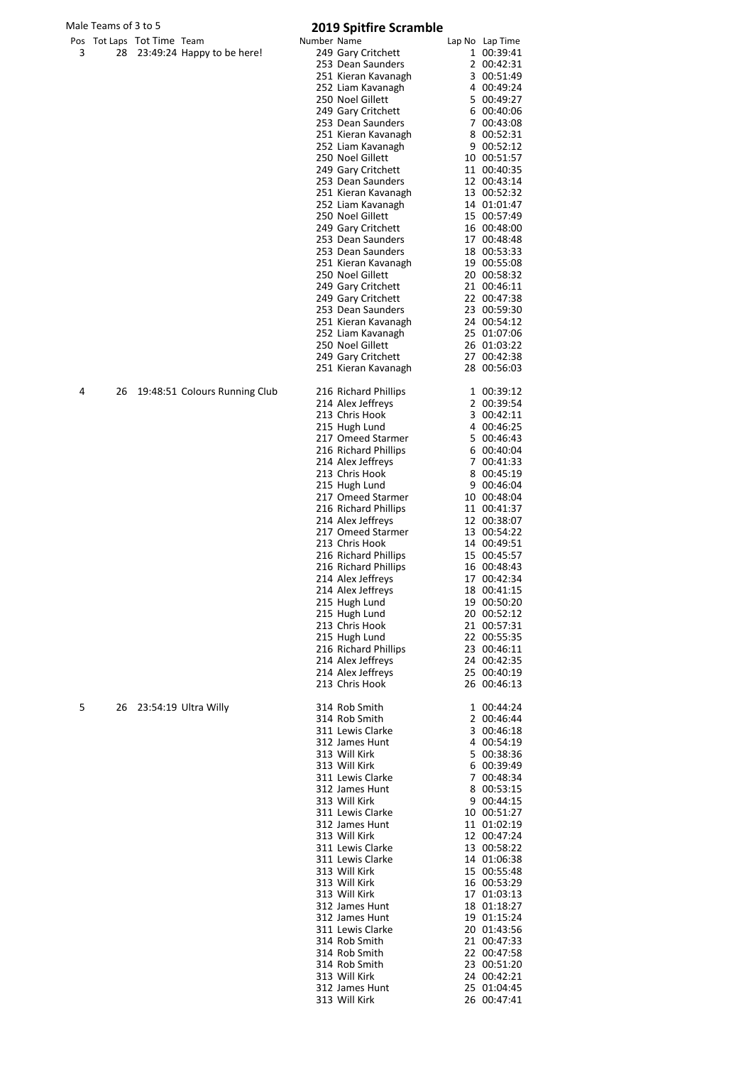Male Teams of 3 to 5

# 2019 Spitfire Scramble

| Pos | Tot Laps | Tot Time | Team | Number | Name | Lap No | Lap Time |
|---|---|---|---|---|---|---|---|
| 3 | 28 | 23:49:24 | Happy to be here! | 249 | Gary Critchett | 1 | 00:39:41 |
| | | | | 253 | Dean Saunders | 2 | 00:42:31 |
| | | | | 251 | Kieran Kavanagh | 3 | 00:51:49 |
| | | | | 252 | Liam Kavanagh | 4 | 00:49:24 |
| | | | | 250 | Noel Gillett | 5 | 00:49:27 |
| | | | | 249 | Gary Critchett | 6 | 00:40:06 |
| | | | | 253 | Dean Saunders | 7 | 00:43:08 |
| | | | | 251 | Kieran Kavanagh | 8 | 00:52:31 |
| | | | | 252 | Liam Kavanagh | 9 | 00:52:12 |
| | | | | 250 | Noel Gillett | 10 | 00:51:57 |
| | | | | 249 | Gary Critchett | 11 | 00:40:35 |
| | | | | 253 | Dean Saunders | 12 | 00:43:14 |
| | | | | 251 | Kieran Kavanagh | 13 | 00:52:32 |
| | | | | 252 | Liam Kavanagh | 14 | 01:01:47 |
| | | | | 250 | Noel Gillett | 15 | 00:57:49 |
| | | | | 249 | Gary Critchett | 16 | 00:48:00 |
| | | | | 253 | Dean Saunders | 17 | 00:48:48 |
| | | | | 253 | Dean Saunders | 18 | 00:53:33 |
| | | | | 251 | Kieran Kavanagh | 19 | 00:55:08 |
| | | | | 250 | Noel Gillett | 20 | 00:58:32 |
| | | | | 249 | Gary Critchett | 21 | 00:46:11 |
| | | | | 249 | Gary Critchett | 22 | 00:47:38 |
| | | | | 253 | Dean Saunders | 23 | 00:59:30 |
| | | | | 251 | Kieran Kavanagh | 24 | 00:54:12 |
| | | | | 252 | Liam Kavanagh | 25 | 01:07:06 |
| | | | | 250 | Noel Gillett | 26 | 01:03:22 |
| | | | | 249 | Gary Critchett | 27 | 00:42:38 |
| | | | | 251 | Kieran Kavanagh | 28 | 00:56:03 |
| 4 | 26 | 19:48:51 | Colours Running Club | 216 | Richard Phillips | 1 | 00:39:12 |
| | | | | 214 | Alex Jeffreys | 2 | 00:39:54 |
| | | | | 213 | Chris Hook | 3 | 00:42:11 |
| | | | | 215 | Hugh Lund | 4 | 00:46:25 |
| | | | | 217 | Omeed Starmer | 5 | 00:46:43 |
| | | | | 216 | Richard Phillips | 6 | 00:40:04 |
| | | | | 214 | Alex Jeffreys | 7 | 00:41:33 |
| | | | | 213 | Chris Hook | 8 | 00:45:19 |
| | | | | 215 | Hugh Lund | 9 | 00:46:04 |
| | | | | 217 | Omeed Starmer | 10 | 00:48:04 |
| | | | | 216 | Richard Phillips | 11 | 00:41:37 |
| | | | | 214 | Alex Jeffreys | 12 | 00:38:07 |
| | | | | 217 | Omeed Starmer | 13 | 00:54:22 |
| | | | | 213 | Chris Hook | 14 | 00:49:51 |
| | | | | 216 | Richard Phillips | 15 | 00:45:57 |
| | | | | 216 | Richard Phillips | 16 | 00:48:43 |
| | | | | 214 | Alex Jeffreys | 17 | 00:42:34 |
| | | | | 214 | Alex Jeffreys | 18 | 00:41:15 |
| | | | | 215 | Hugh Lund | 19 | 00:50:20 |
| | | | | 215 | Hugh Lund | 20 | 00:52:12 |
| | | | | 213 | Chris Hook | 21 | 00:57:31 |
| | | | | 215 | Hugh Lund | 22 | 00:55:35 |
| | | | | 216 | Richard Phillips | 23 | 00:46:11 |
| | | | | 214 | Alex Jeffreys | 24 | 00:42:35 |
| | | | | 214 | Alex Jeffreys | 25 | 00:40:19 |
| | | | | 213 | Chris Hook | 26 | 00:46:13 |
| 5 | 26 | 23:54:19 | Ultra Willy | 314 | Rob Smith | 1 | 00:44:24 |
| | | | | 314 | Rob Smith | 2 | 00:46:44 |
| | | | | 311 | Lewis Clarke | 3 | 00:46:18 |
| | | | | 312 | James Hunt | 4 | 00:54:19 |
| | | | | 313 | Will Kirk | 5 | 00:38:36 |
| | | | | 313 | Will Kirk | 6 | 00:39:49 |
| | | | | 311 | Lewis Clarke | 7 | 00:48:34 |
| | | | | 312 | James Hunt | 8 | 00:53:15 |
| | | | | 313 | Will Kirk | 9 | 00:44:15 |
| | | | | 311 | Lewis Clarke | 10 | 00:51:27 |
| | | | | 312 | James Hunt | 11 | 01:02:19 |
| | | | | 313 | Will Kirk | 12 | 00:47:24 |
| | | | | 311 | Lewis Clarke | 13 | 00:58:22 |
| | | | | 311 | Lewis Clarke | 14 | 01:06:38 |
| | | | | 313 | Will Kirk | 15 | 00:55:48 |
| | | | | 313 | Will Kirk | 16 | 00:53:29 |
| | | | | 313 | Will Kirk | 17 | 01:03:13 |
| | | | | 312 | James Hunt | 18 | 01:18:27 |
| | | | | 312 | James Hunt | 19 | 01:15:24 |
| | | | | 311 | Lewis Clarke | 20 | 01:43:56 |
| | | | | 314 | Rob Smith | 21 | 00:47:33 |
| | | | | 314 | Rob Smith | 22 | 00:47:58 |
| | | | | 314 | Rob Smith | 23 | 00:51:20 |
| | | | | 313 | Will Kirk | 24 | 00:42:21 |
| | | | | 312 | James Hunt | 25 | 01:04:45 |
| | | | | 313 | Will Kirk | 26 | 00:47:41 |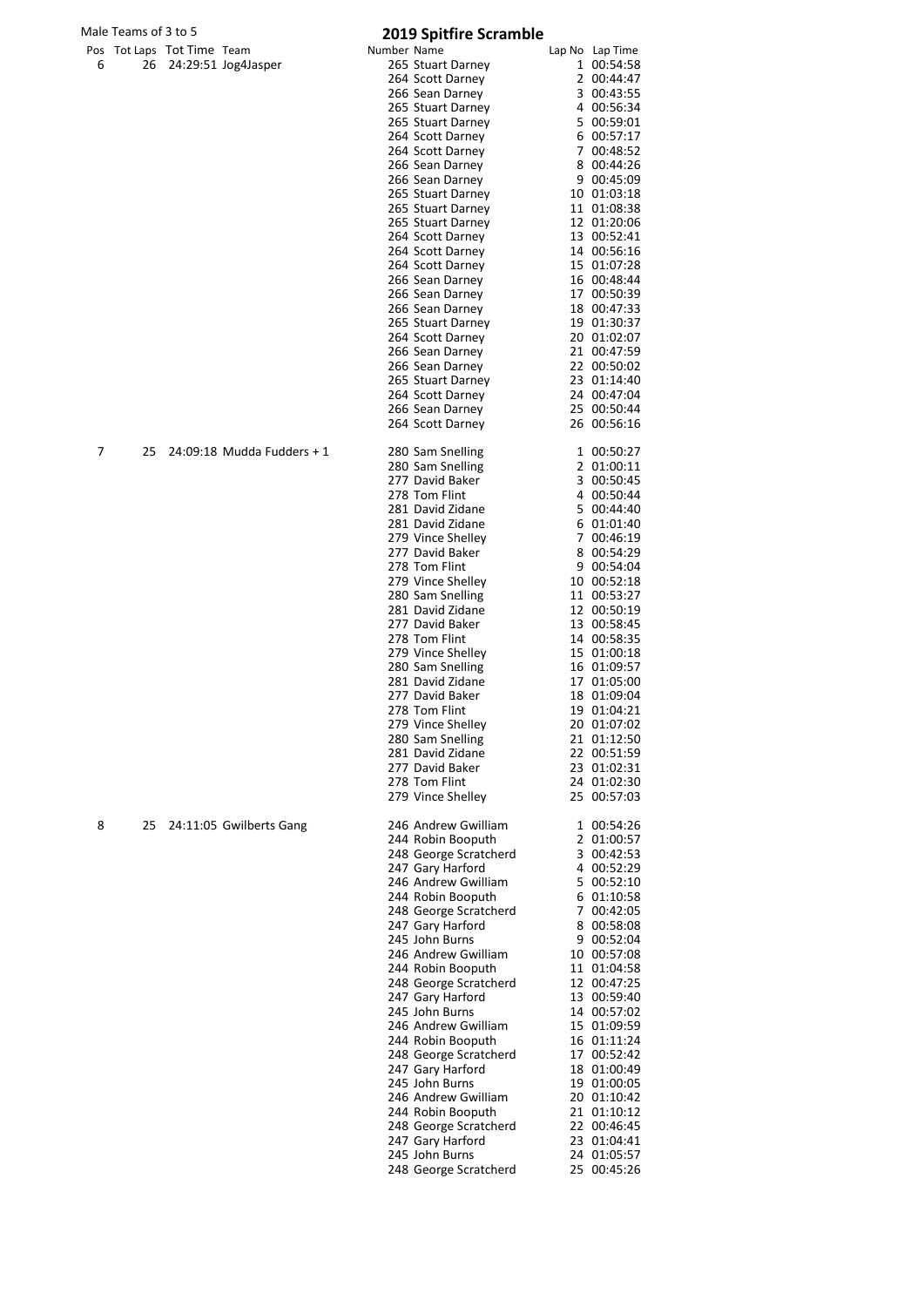Male Teams of 3 to 5

# 2019 Spitfire Scramble

| Pos | Tot Laps | Tot Time | Team | Number | Name | Lap No | Lap Time |
|---|---|---|---|---|---|---|---|
| 6 | 26 | 24:29:51 | Jog4Jasper | 265 | Stuart Darney | 1 | 00:54:58 |
| | | | | 264 | Scott Darney | 2 | 00:44:47 |
| | | | | 266 | Sean Darney | 3 | 00:43:55 |
| | | | | 265 | Stuart Darney | 4 | 00:56:34 |
| | | | | 265 | Stuart Darney | 5 | 00:59:01 |
| | | | | 264 | Scott Darney | 6 | 00:57:17 |
| | | | | 264 | Scott Darney | 7 | 00:48:52 |
| | | | | 266 | Sean Darney | 8 | 00:44:26 |
| | | | | 266 | Sean Darney | 9 | 00:45:09 |
| | | | | 265 | Stuart Darney | 10 | 01:03:18 |
| | | | | 265 | Stuart Darney | 11 | 01:08:38 |
| | | | | 265 | Stuart Darney | 12 | 01:20:06 |
| | | | | 264 | Scott Darney | 13 | 00:52:41 |
| | | | | 264 | Scott Darney | 14 | 00:56:16 |
| | | | | 264 | Scott Darney | 15 | 01:07:28 |
| | | | | 266 | Sean Darney | 16 | 00:48:44 |
| | | | | 266 | Sean Darney | 17 | 00:50:39 |
| | | | | 266 | Sean Darney | 18 | 00:47:33 |
| | | | | 265 | Stuart Darney | 19 | 01:30:37 |
| | | | | 264 | Scott Darney | 20 | 01:02:07 |
| | | | | 266 | Sean Darney | 21 | 00:47:59 |
| | | | | 266 | Sean Darney | 22 | 00:50:02 |
| | | | | 265 | Stuart Darney | 23 | 01:14:40 |
| | | | | 264 | Scott Darney | 24 | 00:47:04 |
| | | | | 266 | Sean Darney | 25 | 00:50:44 |
| | | | | 264 | Scott Darney | 26 | 00:56:16 |
| 7 | 25 | 24:09:18 | Mudda Fudders + 1 | 280 | Sam Snelling | 1 | 00:50:27 |
| | | | | 280 | Sam Snelling | 2 | 01:00:11 |
| | | | | 277 | David Baker | 3 | 00:50:45 |
| | | | | 278 | Tom Flint | 4 | 00:50:44 |
| | | | | 281 | David Zidane | 5 | 00:44:40 |
| | | | | 281 | David Zidane | 6 | 01:01:40 |
| | | | | 279 | Vince Shelley | 7 | 00:46:19 |
| | | | | 277 | David Baker | 8 | 00:54:29 |
| | | | | 278 | Tom Flint | 9 | 00:54:04 |
| | | | | 279 | Vince Shelley | 10 | 00:52:18 |
| | | | | 280 | Sam Snelling | 11 | 00:53:27 |
| | | | | 281 | David Zidane | 12 | 00:50:19 |
| | | | | 277 | David Baker | 13 | 00:58:45 |
| | | | | 278 | Tom Flint | 14 | 00:58:35 |
| | | | | 279 | Vince Shelley | 15 | 01:00:18 |
| | | | | 280 | Sam Snelling | 16 | 01:09:57 |
| | | | | 281 | David Zidane | 17 | 01:05:00 |
| | | | | 277 | David Baker | 18 | 01:09:04 |
| | | | | 278 | Tom Flint | 19 | 01:04:21 |
| | | | | 279 | Vince Shelley | 20 | 01:07:02 |
| | | | | 280 | Sam Snelling | 21 | 01:12:50 |
| | | | | 281 | David Zidane | 22 | 00:51:59 |
| | | | | 277 | David Baker | 23 | 01:02:31 |
| | | | | 278 | Tom Flint | 24 | 01:02:30 |
| | | | | 279 | Vince Shelley | 25 | 00:57:03 |
| 8 | 25 | 24:11:05 | Gwilberts Gang | 246 | Andrew Gwilliam | 1 | 00:54:26 |
| | | | | 244 | Robin Booputh | 2 | 01:00:57 |
| | | | | 248 | George Scratcherd | 3 | 00:42:53 |
| | | | | 247 | Gary Harford | 4 | 00:52:29 |
| | | | | 246 | Andrew Gwilliam | 5 | 00:52:10 |
| | | | | 244 | Robin Booputh | 6 | 01:10:58 |
| | | | | 248 | George Scratcherd | 7 | 00:42:05 |
| | | | | 247 | Gary Harford | 8 | 00:58:08 |
| | | | | 245 | John Burns | 9 | 00:52:04 |
| | | | | 246 | Andrew Gwilliam | 10 | 00:57:08 |
| | | | | 244 | Robin Booputh | 11 | 01:04:58 |
| | | | | 248 | George Scratcherd | 12 | 00:47:25 |
| | | | | 247 | Gary Harford | 13 | 00:59:40 |
| | | | | 245 | John Burns | 14 | 00:57:02 |
| | | | | 246 | Andrew Gwilliam | 15 | 01:09:59 |
| | | | | 244 | Robin Booputh | 16 | 01:11:24 |
| | | | | 248 | George Scratcherd | 17 | 00:52:42 |
| | | | | 247 | Gary Harford | 18 | 01:00:49 |
| | | | | 245 | John Burns | 19 | 01:00:05 |
| | | | | 246 | Andrew Gwilliam | 20 | 01:10:42 |
| | | | | 244 | Robin Booputh | 21 | 01:10:12 |
| | | | | 248 | George Scratcherd | 22 | 00:46:45 |
| | | | | 247 | Gary Harford | 23 | 01:04:41 |
| | | | | 245 | John Burns | 24 | 01:05:57 |
| | | | | 248 | George Scratcherd | 25 | 00:45:26 |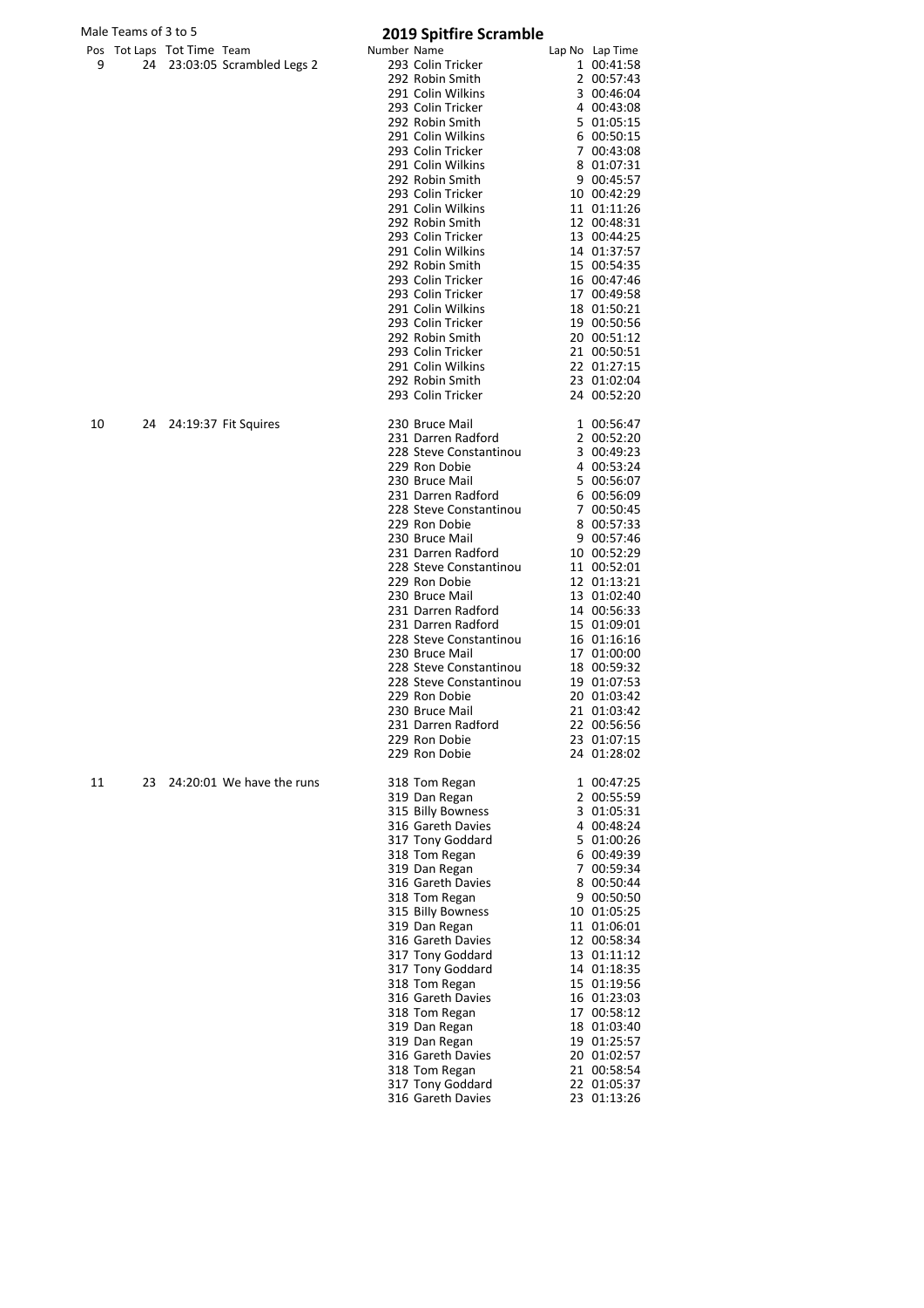Male Teams of 3 to 5

# 2019 Spitfire Scramble

| Pos | Tot Laps | Tot Time | Team | Number | Name | Lap No | Lap Time |
|---|---|---|---|---|---|---|---|
| 9 | 24 | 23:03:05 | Scrambled Legs 2 | 293 | Colin Tricker | 1 | 00:41:58 |
| | | | | 292 | Robin Smith | 2 | 00:57:43 |
| | | | | 291 | Colin Wilkins | 3 | 00:46:04 |
| | | | | 293 | Colin Tricker | 4 | 00:43:08 |
| | | | | 292 | Robin Smith | 5 | 01:05:15 |
| | | | | 291 | Colin Wilkins | 6 | 00:50:15 |
| | | | | 293 | Colin Tricker | 7 | 00:43:08 |
| | | | | 291 | Colin Wilkins | 8 | 01:07:31 |
| | | | | 292 | Robin Smith | 9 | 00:45:57 |
| | | | | 293 | Colin Tricker | 10 | 00:42:29 |
| | | | | 291 | Colin Wilkins | 11 | 01:11:26 |
| | | | | 292 | Robin Smith | 12 | 00:48:31 |
| | | | | 293 | Colin Tricker | 13 | 00:44:25 |
| | | | | 291 | Colin Wilkins | 14 | 01:37:57 |
| | | | | 292 | Robin Smith | 15 | 00:54:35 |
| | | | | 293 | Colin Tricker | 16 | 00:47:46 |
| | | | | 293 | Colin Tricker | 17 | 00:49:58 |
| | | | | 291 | Colin Wilkins | 18 | 01:50:21 |
| | | | | 293 | Colin Tricker | 19 | 00:50:56 |
| | | | | 292 | Robin Smith | 20 | 00:51:12 |
| | | | | 293 | Colin Tricker | 21 | 00:50:51 |
| | | | | 291 | Colin Wilkins | 22 | 01:27:15 |
| | | | | 292 | Robin Smith | 23 | 01:02:04 |
| | | | | 293 | Colin Tricker | 24 | 00:52:20 |
| 10 | 24 | 24:19:37 | Fit Squires | 230 | Bruce Mail | 1 | 00:56:47 |
| | | | | 231 | Darren Radford | 2 | 00:52:20 |
| | | | | 228 | Steve Constantinou | 3 | 00:49:23 |
| | | | | 229 | Ron Dobie | 4 | 00:53:24 |
| | | | | 230 | Bruce Mail | 5 | 00:56:07 |
| | | | | 231 | Darren Radford | 6 | 00:56:09 |
| | | | | 228 | Steve Constantinou | 7 | 00:50:45 |
| | | | | 229 | Ron Dobie | 8 | 00:57:33 |
| | | | | 230 | Bruce Mail | 9 | 00:57:46 |
| | | | | 231 | Darren Radford | 10 | 00:52:29 |
| | | | | 228 | Steve Constantinou | 11 | 00:52:01 |
| | | | | 229 | Ron Dobie | 12 | 01:13:21 |
| | | | | 230 | Bruce Mail | 13 | 01:02:40 |
| | | | | 231 | Darren Radford | 14 | 00:56:33 |
| | | | | 231 | Darren Radford | 15 | 01:09:01 |
| | | | | 228 | Steve Constantinou | 16 | 01:16:16 |
| | | | | 230 | Bruce Mail | 17 | 01:00:00 |
| | | | | 228 | Steve Constantinou | 18 | 00:59:32 |
| | | | | 228 | Steve Constantinou | 19 | 01:07:53 |
| | | | | 229 | Ron Dobie | 20 | 01:03:42 |
| | | | | 230 | Bruce Mail | 21 | 01:03:42 |
| | | | | 231 | Darren Radford | 22 | 00:56:56 |
| | | | | 229 | Ron Dobie | 23 | 01:07:15 |
| | | | | 229 | Ron Dobie | 24 | 01:28:02 |
| 11 | 23 | 24:20:01 | We have the runs | 318 | Tom Regan | 1 | 00:47:25 |
| | | | | 319 | Dan Regan | 2 | 00:55:59 |
| | | | | 315 | Billy Bowness | 3 | 01:05:31 |
| | | | | 316 | Gareth Davies | 4 | 00:48:24 |
| | | | | 317 | Tony Goddard | 5 | 01:00:26 |
| | | | | 318 | Tom Regan | 6 | 00:49:39 |
| | | | | 319 | Dan Regan | 7 | 00:59:34 |
| | | | | 316 | Gareth Davies | 8 | 00:50:44 |
| | | | | 318 | Tom Regan | 9 | 00:50:50 |
| | | | | 315 | Billy Bowness | 10 | 01:05:25 |
| | | | | 319 | Dan Regan | 11 | 01:06:01 |
| | | | | 316 | Gareth Davies | 12 | 00:58:34 |
| | | | | 317 | Tony Goddard | 13 | 01:11:12 |
| | | | | 317 | Tony Goddard | 14 | 01:18:35 |
| | | | | 318 | Tom Regan | 15 | 01:19:56 |
| | | | | 316 | Gareth Davies | 16 | 01:23:03 |
| | | | | 318 | Tom Regan | 17 | 00:58:12 |
| | | | | 319 | Dan Regan | 18 | 01:03:40 |
| | | | | 319 | Dan Regan | 19 | 01:25:57 |
| | | | | 316 | Gareth Davies | 20 | 01:02:57 |
| | | | | 318 | Tom Regan | 21 | 00:58:54 |
| | | | | 317 | Tony Goddard | 22 | 01:05:37 |
| | | | | 316 | Gareth Davies | 23 | 01:13:26 |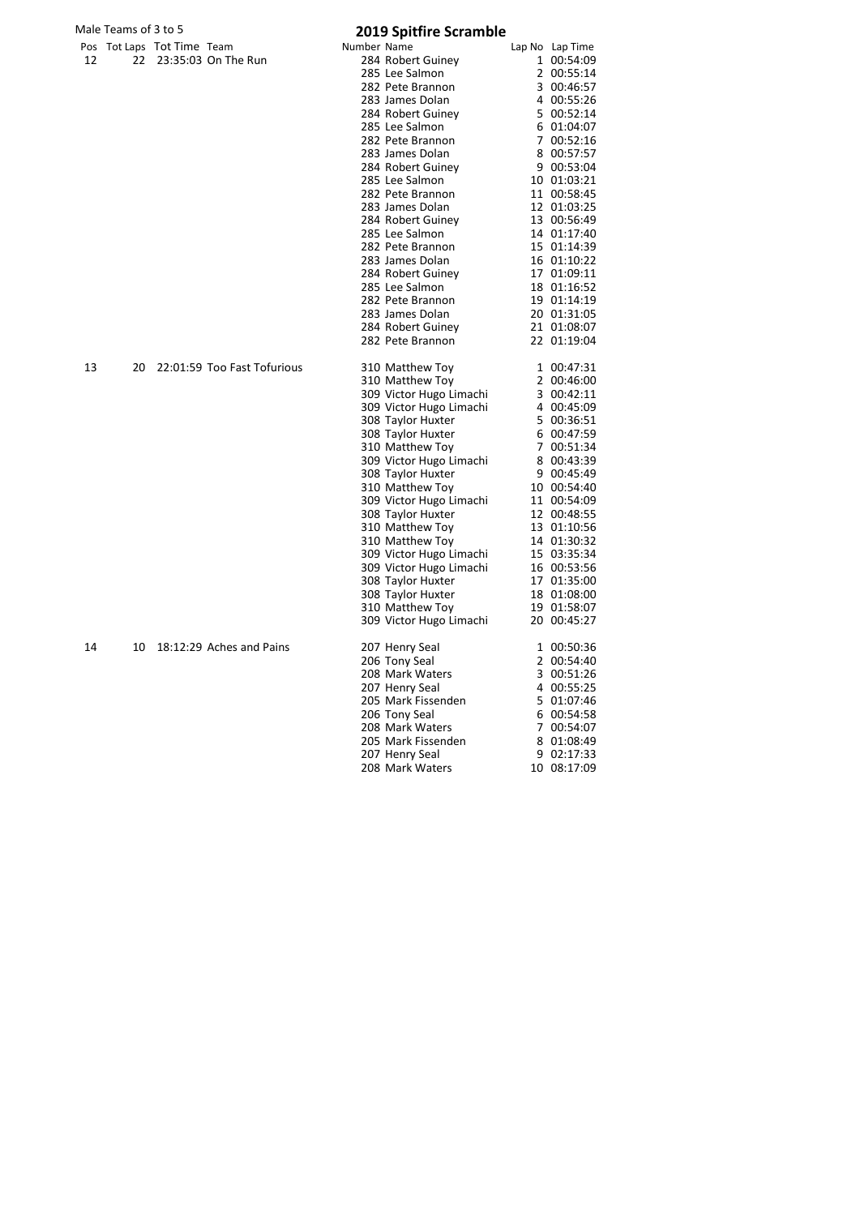Male Teams of 3 to 5

# 2019 Spitfire Scramble

| Pos | Tot Laps | Tot Time | Team | Number | Name | Lap No | Lap Time |
|---|---|---|---|---|---|---|---|
| 12 | 22 | 23:35:03 | On The Run | 284 | Robert Guiney | 1 | 00:54:09 |
| | | | | 285 | Lee Salmon | 2 | 00:55:14 |
| | | | | 282 | Pete Brannon | 3 | 00:46:57 |
| | | | | 283 | James Dolan | 4 | 00:55:26 |
| | | | | 284 | Robert Guiney | 5 | 00:52:14 |
| | | | | 285 | Lee Salmon | 6 | 01:04:07 |
| | | | | 282 | Pete Brannon | 7 | 00:52:16 |
| | | | | 283 | James Dolan | 8 | 00:57:57 |
| | | | | 284 | Robert Guiney | 9 | 00:53:04 |
| | | | | 285 | Lee Salmon | 10 | 01:03:21 |
| | | | | 282 | Pete Brannon | 11 | 00:58:45 |
| | | | | 283 | James Dolan | 12 | 01:03:25 |
| | | | | 284 | Robert Guiney | 13 | 00:56:49 |
| | | | | 285 | Lee Salmon | 14 | 01:17:40 |
| | | | | 282 | Pete Brannon | 15 | 01:14:39 |
| | | | | 283 | James Dolan | 16 | 01:10:22 |
| | | | | 284 | Robert Guiney | 17 | 01:09:11 |
| | | | | 285 | Lee Salmon | 18 | 01:16:52 |
| | | | | 282 | Pete Brannon | 19 | 01:14:19 |
| | | | | 283 | James Dolan | 20 | 01:31:05 |
| | | | | 284 | Robert Guiney | 21 | 01:08:07 |
| | | | | 282 | Pete Brannon | 22 | 01:19:04 |
| 13 | 20 | 22:01:59 | Too Fast Tofurious | 310 | Matthew Toy | 1 | 00:47:31 |
| | | | | 310 | Matthew Toy | 2 | 00:46:00 |
| | | | | 309 | Victor Hugo Limachi | 3 | 00:42:11 |
| | | | | 309 | Victor Hugo Limachi | 4 | 00:45:09 |
| | | | | 308 | Taylor Huxter | 5 | 00:36:51 |
| | | | | 308 | Taylor Huxter | 6 | 00:47:59 |
| | | | | 310 | Matthew Toy | 7 | 00:51:34 |
| | | | | 309 | Victor Hugo Limachi | 8 | 00:43:39 |
| | | | | 308 | Taylor Huxter | 9 | 00:45:49 |
| | | | | 310 | Matthew Toy | 10 | 00:54:40 |
| | | | | 309 | Victor Hugo Limachi | 11 | 00:54:09 |
| | | | | 308 | Taylor Huxter | 12 | 00:48:55 |
| | | | | 310 | Matthew Toy | 13 | 01:10:56 |
| | | | | 310 | Matthew Toy | 14 | 01:30:32 |
| | | | | 309 | Victor Hugo Limachi | 15 | 03:35:34 |
| | | | | 309 | Victor Hugo Limachi | 16 | 00:53:56 |
| | | | | 308 | Taylor Huxter | 17 | 01:35:00 |
| | | | | 308 | Taylor Huxter | 18 | 01:08:00 |
| | | | | 310 | Matthew Toy | 19 | 01:58:07 |
| | | | | 309 | Victor Hugo Limachi | 20 | 00:45:27 |
| 14 | 10 | 18:12:29 | Aches and Pains | 207 | Henry Seal | 1 | 00:50:36 |
| | | | | 206 | Tony Seal | 2 | 00:54:40 |
| | | | | 208 | Mark Waters | 3 | 00:51:26 |
| | | | | 207 | Henry Seal | 4 | 00:55:25 |
| | | | | 205 | Mark Fissenden | 5 | 01:07:46 |
| | | | | 206 | Tony Seal | 6 | 00:54:58 |
| | | | | 208 | Mark Waters | 7 | 00:54:07 |
| | | | | 205 | Mark Fissenden | 8 | 01:08:49 |
| | | | | 207 | Henry Seal | 9 | 02:17:33 |
| | | | | 208 | Mark Waters | 10 | 08:17:09 |